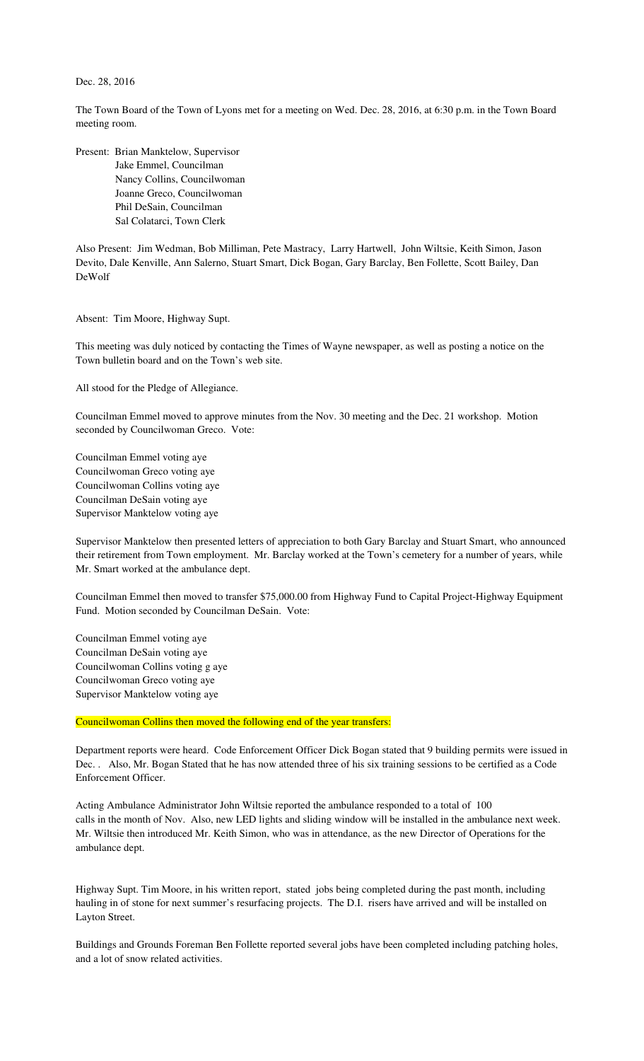Dec. 28, 2016

The Town Board of the Town of Lyons met for a meeting on Wed. Dec. 28, 2016, at 6:30 p.m. in the Town Board meeting room.

Present: Brian Manktelow, Supervisor
Jake Emmel, Councilman
Nancy Collins, Councilwoman
Joanne Greco, Councilwoman
Phil DeSain, Councilman
Sal Colatarci, Town Clerk

Also Present: Jim Wedman, Bob Milliman, Pete Mastracy, Larry Hartwell, John Wiltsie, Keith Simon, Jason Devito, Dale Kenville, Ann Salerno, Stuart Smart, Dick Bogan, Gary Barclay, Ben Follette, Scott Bailey, Dan DeWolf

Absent: Tim Moore, Highway Supt.

This meeting was duly noticed by contacting the Times of Wayne newspaper, as well as posting a notice on the Town bulletin board and on the Town's web site.

All stood for the Pledge of Allegiance.

Councilman Emmel moved to approve minutes from the Nov. 30 meeting and the Dec. 21 workshop. Motion seconded by Councilwoman Greco. Vote:

Councilman Emmel voting aye
Councilwoman Greco voting aye
Councilwoman Collins voting aye
Councilman DeSain voting aye
Supervisor Manktelow voting aye

Supervisor Manktelow then presented letters of appreciation to both Gary Barclay and Stuart Smart, who announced their retirement from Town employment. Mr. Barclay worked at the Town's cemetery for a number of years, while Mr. Smart worked at the ambulance dept.

Councilman Emmel then moved to transfer $75,000.00 from Highway Fund to Capital Project-Highway Equipment Fund. Motion seconded by Councilman DeSain. Vote:

Councilman Emmel voting aye
Councilman DeSain voting aye
Councilwoman Collins voting g aye
Councilwoman Greco voting aye
Supervisor Manktelow voting aye

Councilwoman Collins then moved the following end of the year transfers:

Department reports were heard. Code Enforcement Officer Dick Bogan stated that 9 building permits were issued in Dec. . Also, Mr. Bogan Stated that he has now attended three of his six training sessions to be certified as a Code Enforcement Officer.

Acting Ambulance Administrator John Wiltsie reported the ambulance responded to a total of 100 calls in the month of Nov. Also, new LED lights and sliding window will be installed in the ambulance next week. Mr. Wiltsie then introduced Mr. Keith Simon, who was in attendance, as the new Director of Operations for the ambulance dept.

Highway Supt. Tim Moore, in his written report, stated jobs being completed during the past month, including hauling in of stone for next summer's resurfacing projects. The D.I. risers have arrived and will be installed on Layton Street.

Buildings and Grounds Foreman Ben Follette reported several jobs have been completed including patching holes, and a lot of snow related activities.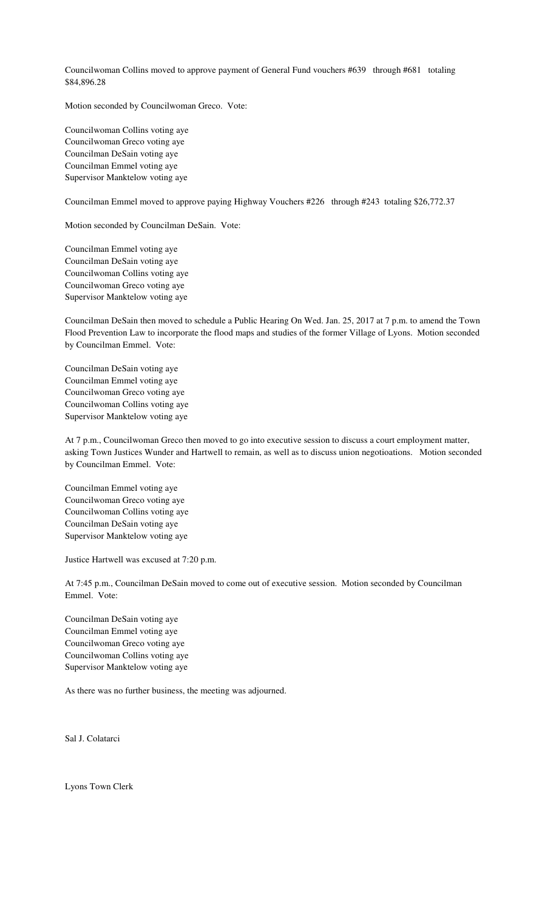Councilwoman Collins moved to approve payment of General Fund vouchers #639 through #681 totaling $84,896.28

Motion seconded by Councilwoman Greco. Vote:

Councilwoman Collins voting aye
Councilwoman Greco voting aye
Councilman DeSain voting aye
Councilman Emmel voting aye
Supervisor Manktelow voting aye

Councilman Emmel moved to approve paying Highway Vouchers #226 through #243 totaling $26,772.37

Motion seconded by Councilman DeSain. Vote:

Councilman Emmel voting aye
Councilman DeSain voting aye
Councilwoman Collins voting aye
Councilwoman Greco voting aye
Supervisor Manktelow voting aye

Councilman DeSain then moved to schedule a Public Hearing On Wed. Jan. 25, 2017 at 7 p.m. to amend the Town Flood Prevention Law to incorporate the flood maps and studies of the former Village of Lyons. Motion seconded by Councilman Emmel. Vote:

Councilman DeSain voting aye
Councilman Emmel voting aye
Councilwoman Greco voting aye
Councilwoman Collins voting aye
Supervisor Manktelow voting aye

At 7 p.m., Councilwoman Greco then moved to go into executive session to discuss a court employment matter, asking Town Justices Wunder and Hartwell to remain, as well as to discuss union negotioations. Motion seconded by Councilman Emmel. Vote:

Councilman Emmel voting aye
Councilwoman Greco voting aye
Councilwoman Collins voting aye
Councilman DeSain voting aye
Supervisor Manktelow voting aye

Justice Hartwell was excused at 7:20 p.m.

At 7:45 p.m., Councilman DeSain moved to come out of executive session. Motion seconded by Councilman Emmel. Vote:

Councilman DeSain voting aye
Councilman Emmel voting aye
Councilwoman Greco voting aye
Councilwoman Collins voting aye
Supervisor Manktelow voting aye

As there was no further business, the meeting was adjourned.

Sal J. Colatarci

Lyons Town Clerk